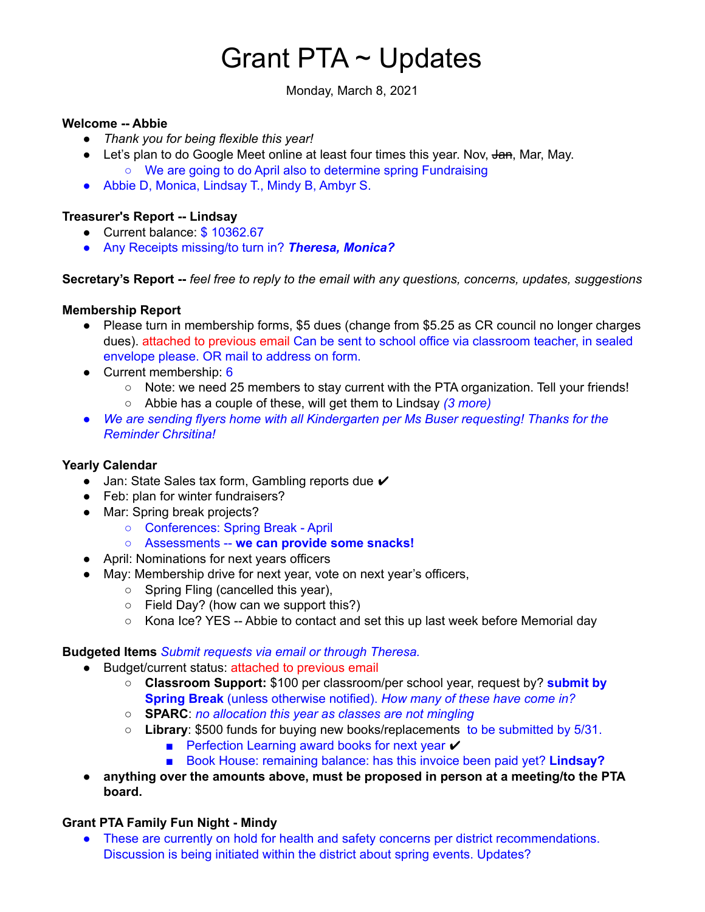# Grant PTA ~ Updates

Monday, March 8, 2021

**Welcome -- Abbie**

- *Thank you for being flexible this year!*
- Let's plan to do Google Meet online at least four times this year. Nov, ~~Jan~~, Mar, May.
    - We are going to do April also to determine spring Fundraising
- Abbie D, Monica, Lindsay T., Mindy B, Ambyr S.

**Treasurer's Report -- Lindsay**

- Current balance: $ 10362.67
- Any Receipts missing/to turn in? ***Theresa, Monica?***

**Secretary's Report --** *feel free to reply to the email with any questions, concerns, updates, suggestions*

**Membership Report**

- Please turn in membership forms, $5 dues (change from $5.25 as CR council no longer charges dues). attached to previous email Can be sent to school office via classroom teacher, in sealed envelope please. OR mail to address on form.
- Current membership: 6
    - Note: we need 25 members to stay current with the PTA organization. Tell your friends!
    - Abbie has a couple of these, will get them to Lindsay *(3 more)*
- *We are sending flyers home with all Kindergarten per Ms Buser requesting! Thanks for the Reminder Chrsitina!*

**Yearly Calendar**

- Jan: State Sales tax form, Gambling reports due ✔
- Feb: plan for winter fundraisers?
- Mar: Spring break projects?
    - Conferences: Spring Break - April
    - Assessments -- **we can provide some snacks!**
- April: Nominations for next years officers
- May: Membership drive for next year, vote on next year's officers,
    - Spring Fling (cancelled this year),
    - Field Day? (how can we support this?)
    - Kona Ice? YES -- Abbie to contact and set this up last week before Memorial day

**Budgeted Items** *Submit requests via email or through Theresa.*

- Budget/current status: attached to previous email
    - **Classroom Support:** $100 per classroom/per school year, request by? **submit by Spring Break** (unless otherwise notified). *How many of these have come in?*
    - **SPARC**: *no allocation this year as classes are not mingling*
    - **Library**: $500 funds for buying new books/replacements to be submitted by 5/31.
        - Perfection Learning award books for next year ✔
        - Book House: remaining balance: has this invoice been paid yet? **Lindsay?**
- **anything over the amounts above, must be proposed in person at a meeting/to the PTA board.**

**Grant PTA Family Fun Night - Mindy**

- These are currently on hold for health and safety concerns per district recommendations. Discussion is being initiated within the district about spring events. Updates?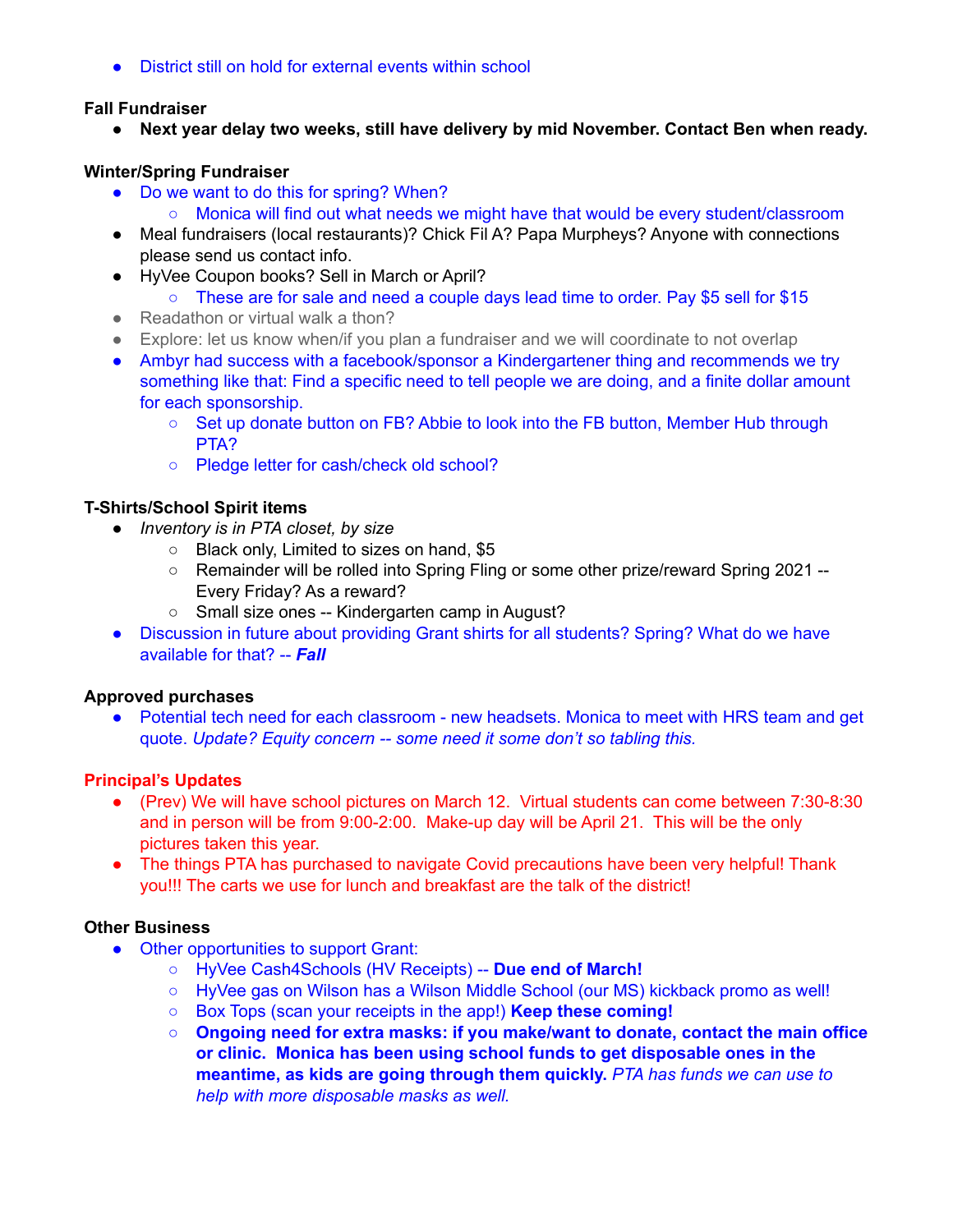- District still on hold for external events within school

**Fall Fundraiser**

- **Next year delay two weeks, still have delivery by mid November. Contact Ben when ready.**

**Winter/Spring Fundraiser**

- Do we want to do this for spring? When?
  - Monica will find out what needs we might have that would be every student/classroom
- Meal fundraisers (local restaurants)? Chick Fil A? Papa Murpheys? Anyone with connections please send us contact info.
- HyVee Coupon books? Sell in March or April?
  - These are for sale and need a couple days lead time to order. Pay $5 sell for $15
- Readathon or virtual walk a thon?
- Explore: let us know when/if you plan a fundraiser and we will coordinate to not overlap
- Ambyr had success with a facebook/sponsor a Kindergartener thing and recommends we try something like that: Find a specific need to tell people we are doing, and a finite dollar amount for each sponsorship.
  - Set up donate button on FB? Abbie to look into the FB button, Member Hub through PTA?
  - Pledge letter for cash/check old school?

**T-Shirts/School Spirit items**

- *Inventory is in PTA closet, by size*
  - Black only, Limited to sizes on hand, $5
  - Remainder will be rolled into Spring Fling or some other prize/reward Spring 2021 -- Every Friday? As a reward?
  - Small size ones -- Kindergarten camp in August?
- Discussion in future about providing Grant shirts for all students? Spring? What do we have available for that? -- ***Fall***

**Approved purchases**

- Potential tech need for each classroom - new headsets. Monica to meet with HRS team and get quote. *Update? Equity concern -- some need it some don't so tabling this.*

**Principal's Updates**

- (Prev) We will have school pictures on March 12. Virtual students can come between 7:30-8:30 and in person will be from 9:00-2:00. Make-up day will be April 21. This will be the only pictures taken this year.
- The things PTA has purchased to navigate Covid precautions have been very helpful! Thank you!!! The carts we use for lunch and breakfast are the talk of the district!

**Other Business**

- Other opportunities to support Grant:
  - HyVee Cash4Schools (HV Receipts) -- **Due end of March!**
  - HyVee gas on Wilson has a Wilson Middle School (our MS) kickback promo as well!
  - Box Tops (scan your receipts in the app!) **Keep these coming!**
  - **Ongoing need for extra masks: if you make/want to donate, contact the main office or clinic. Monica has been using school funds to get disposable ones in the meantime, as kids are going through them quickly.** *PTA has funds we can use to help with more disposable masks as well.*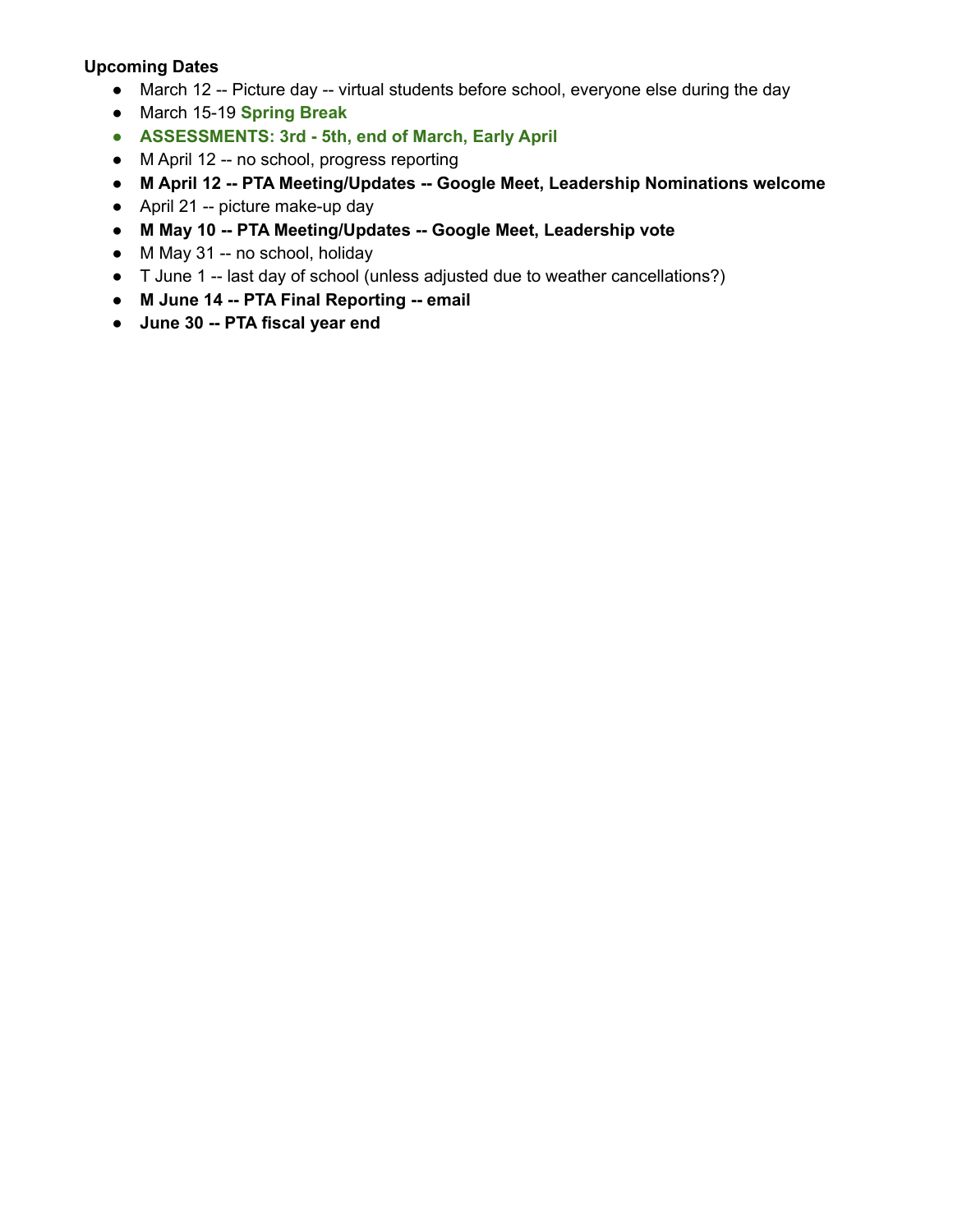**Upcoming Dates**

- March 12 -- Picture day -- virtual students before school, everyone else during the day
- March 15-19 **Spring Break**
- **ASSESSMENTS: 3rd - 5th, end of March, Early April**
- M April 12 -- no school, progress reporting
- **M April 12 -- PTA Meeting/Updates -- Google Meet, Leadership Nominations welcome**
- April 21 -- picture make-up day
- **M May 10 -- PTA Meeting/Updates -- Google Meet, Leadership vote**
- M May 31 -- no school, holiday
- T June 1 -- last day of school (unless adjusted due to weather cancellations?)
- **M June 14 -- PTA Final Reporting -- email**
- **June 30 -- PTA fiscal year end**